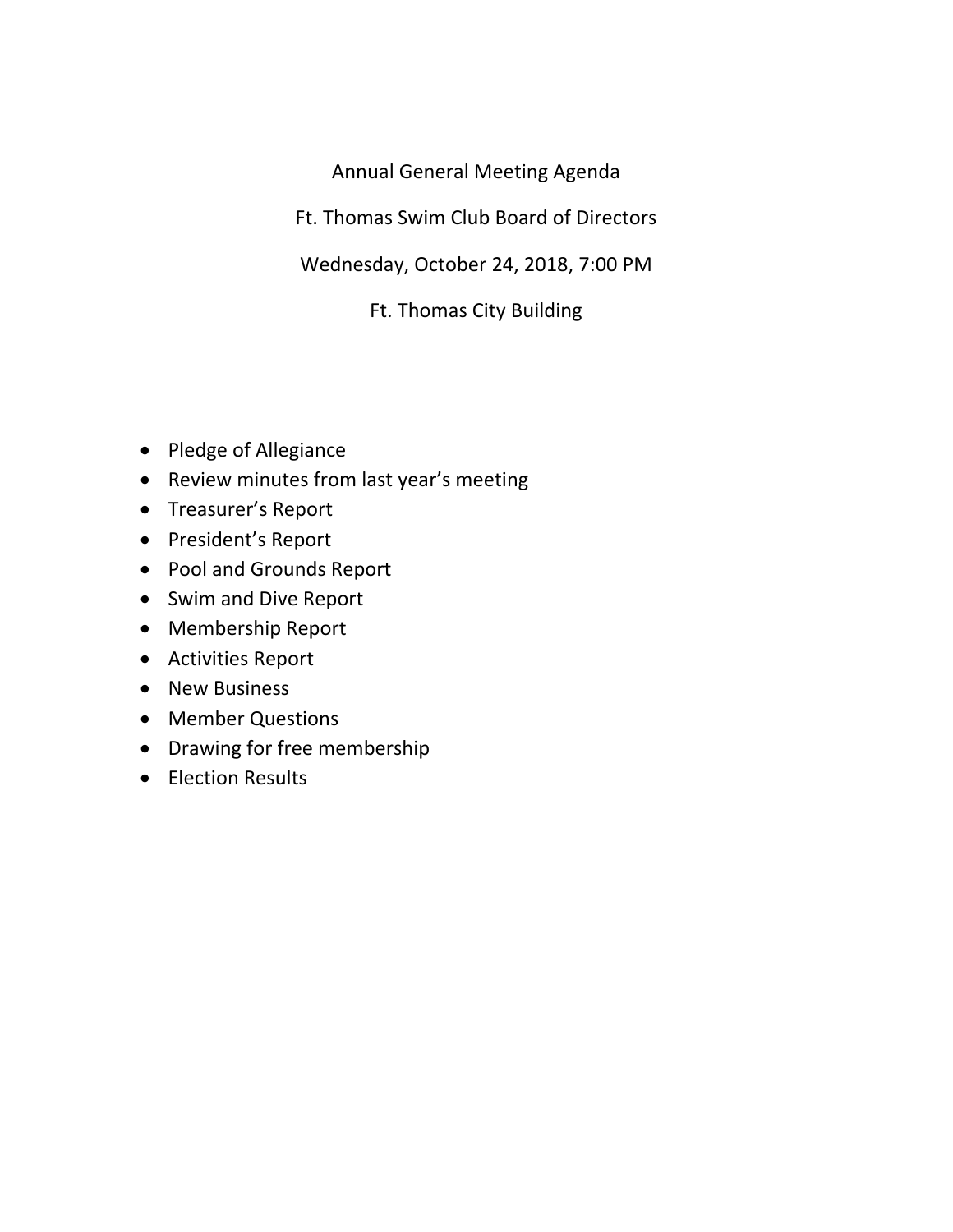# Annual General Meeting Agenda

Ft. Thomas Swim Club Board of Directors

Wednesday, October 24, 2018, 7:00 PM

Ft. Thomas City Building

- Pledge of Allegiance
- Review minutes from last year's meeting
- Treasurer's Report
- President's Report
- Pool and Grounds Report
- Swim and Dive Report
- Membership Report
- Activities Report
- New Business
- Member Questions
- Drawing for free membership
- Election Results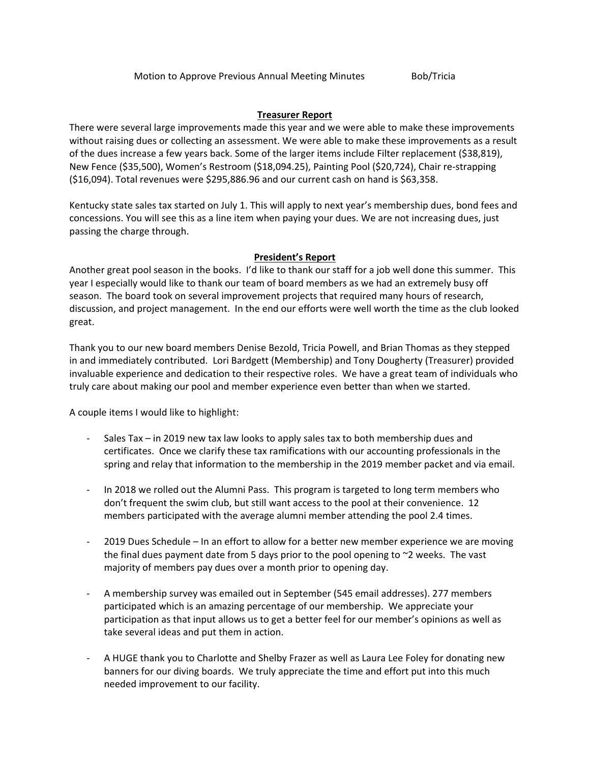Motion to Approve Previous Annual Meeting Minutes Bob/Tricia

## Treasurer Report

There were several large improvements made this year and we were able to make these improvements without raising dues or collecting an assessment. We were able to make these improvements as a result of the dues increase a few years back. Some of the larger items include Filter replacement ($38,819), New Fence ($35,500), Women's Restroom ($18,094.25), Painting Pool ($20,724), Chair re-strapping ($16,094). Total revenues were $295,886.96 and our current cash on hand is $63,358.

Kentucky state sales tax started on July 1. This will apply to next year's membership dues, bond fees and concessions. You will see this as a line item when paying your dues. We are not increasing dues, just passing the charge through.

## President's Report

Another great pool season in the books. I'd like to thank our staff for a job well done this summer. This year I especially would like to thank our team of board members as we had an extremely busy off season. The board took on several improvement projects that required many hours of research, discussion, and project management. In the end our efforts were well worth the time as the club looked great.

Thank you to our new board members Denise Bezold, Tricia Powell, and Brian Thomas as they stepped in and immediately contributed. Lori Bardgett (Membership) and Tony Dougherty (Treasurer) provided invaluable experience and dedication to their respective roles. We have a great team of individuals who truly care about making our pool and member experience even better than when we started.

A couple items I would like to highlight:

- Sales Tax – in 2019 new tax law looks to apply sales tax to both membership dues and certificates. Once we clarify these tax ramifications with our accounting professionals in the spring and relay that information to the membership in the 2019 member packet and via email.
- In 2018 we rolled out the Alumni Pass. This program is targeted to long term members who don't frequent the swim club, but still want access to the pool at their convenience. 12 members participated with the average alumni member attending the pool 2.4 times.
- 2019 Dues Schedule – In an effort to allow for a better new member experience we are moving the final dues payment date from 5 days prior to the pool opening to ~2 weeks. The vast majority of members pay dues over a month prior to opening day.
- A membership survey was emailed out in September (545 email addresses). 277 members participated which is an amazing percentage of our membership. We appreciate your participation as that input allows us to get a better feel for our member's opinions as well as take several ideas and put them in action.
- A HUGE thank you to Charlotte and Shelby Frazer as well as Laura Lee Foley for donating new banners for our diving boards. We truly appreciate the time and effort put into this much needed improvement to our facility.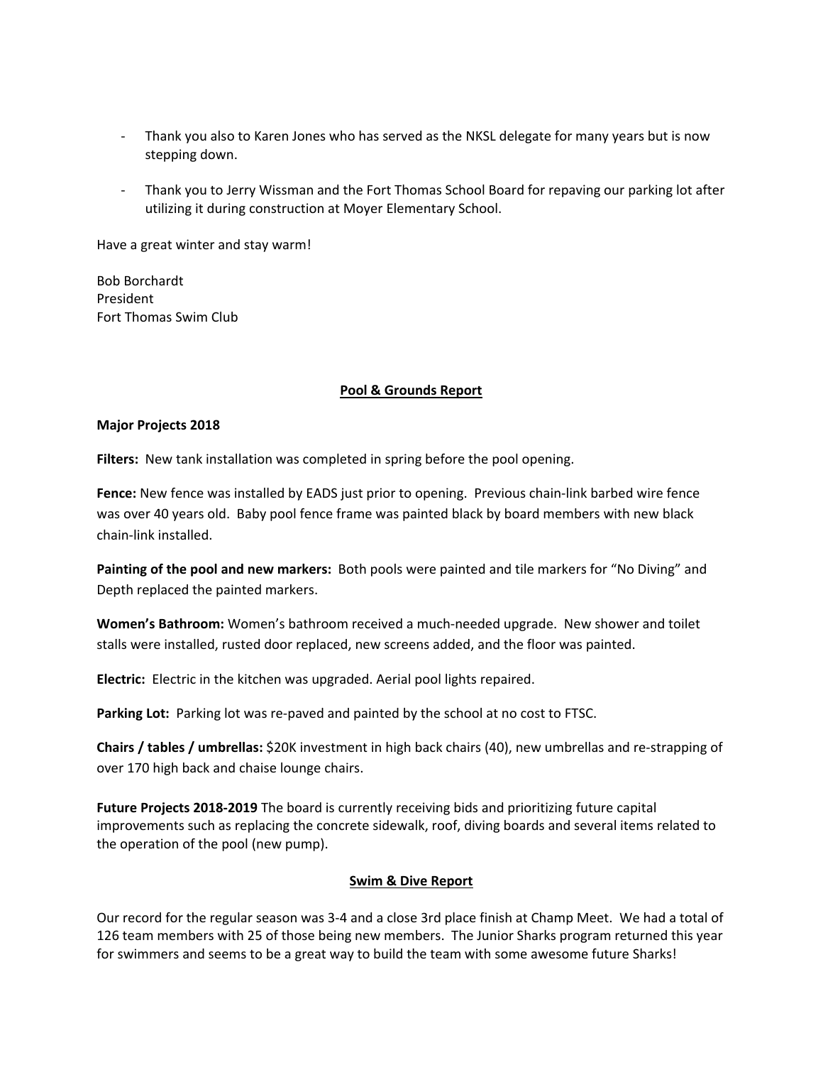- Thank you also to Karen Jones who has served as the NKSL delegate for many years but is now stepping down.

- Thank you to Jerry Wissman and the Fort Thomas School Board for repaving our parking lot after utilizing it during construction at Moyer Elementary School.

Have a great winter and stay warm!

Bob Borchardt
President
Fort Thomas Swim Club

## Pool & Grounds Report

**Major Projects 2018**

**Filters:** New tank installation was completed in spring before the pool opening.

**Fence:** New fence was installed by EADS just prior to opening. Previous chain-link barbed wire fence was over 40 years old. Baby pool fence frame was painted black by board members with new black chain-link installed.

**Painting of the pool and new markers:** Both pools were painted and tile markers for "No Diving" and Depth replaced the painted markers.

**Women's Bathroom:** Women's bathroom received a much-needed upgrade. New shower and toilet stalls were installed, rusted door replaced, new screens added, and the floor was painted.

**Electric:** Electric in the kitchen was upgraded. Aerial pool lights repaired.

**Parking Lot:** Parking lot was re-paved and painted by the school at no cost to FTSC.

**Chairs / tables / umbrellas:** $20K investment in high back chairs (40), new umbrellas and re-strapping of over 170 high back and chaise lounge chairs.

**Future Projects 2018-2019** The board is currently receiving bids and prioritizing future capital improvements such as replacing the concrete sidewalk, roof, diving boards and several items related to the operation of the pool (new pump).

## Swim & Dive Report

Our record for the regular season was 3-4 and a close 3rd place finish at Champ Meet. We had a total of 126 team members with 25 of those being new members. The Junior Sharks program returned this year for swimmers and seems to be a great way to build the team with some awesome future Sharks!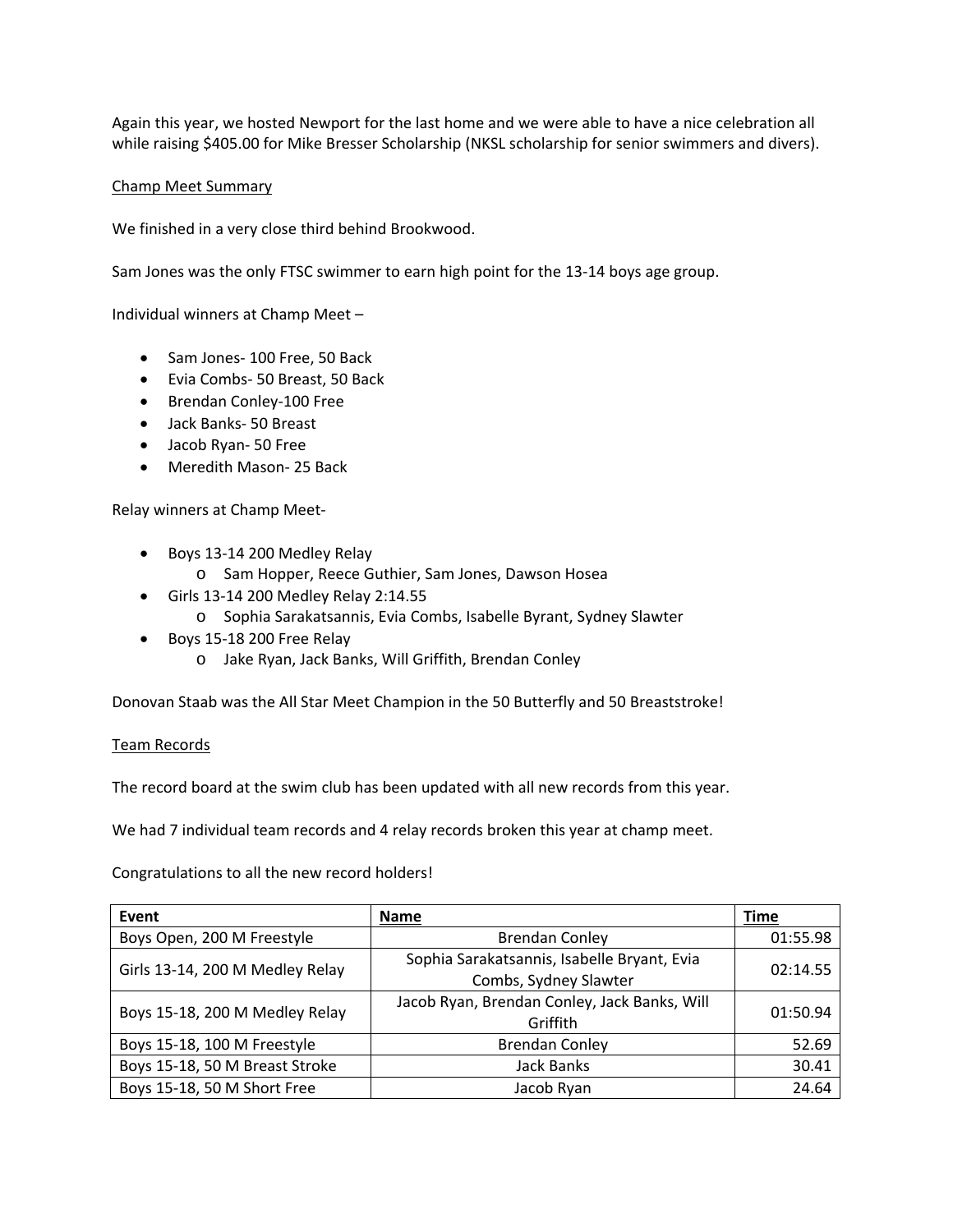Again this year, we hosted Newport for the last home and we were able to have a nice celebration all while raising $405.00 for Mike Bresser Scholarship (NKSL scholarship for senior swimmers and divers).

Champ Meet Summary

We finished in a very close third behind Brookwood.

Sam Jones was the only FTSC swimmer to earn high point for the 13-14 boys age group.

Individual winners at Champ Meet –

- Sam Jones- 100 Free, 50 Back
- Evia Combs- 50 Breast, 50 Back
- Brendan Conley-100 Free
- Jack Banks- 50 Breast
- Jacob Ryan- 50 Free
- Meredith Mason- 25 Back

Relay winners at Champ Meet-

- Boys 13-14 200 Medley Relay
  - Sam Hopper, Reece Guthier, Sam Jones, Dawson Hosea
- Girls 13-14 200 Medley Relay 2:14.55
  - Sophia Sarakatsannis, Evia Combs, Isabelle Byrant, Sydney Slawter
- Boys 15-18 200 Free Relay
  - Jake Ryan, Jack Banks, Will Griffith, Brendan Conley

Donovan Staab was the All Star Meet Champion in the 50 Butterfly and 50 Breaststroke!

Team Records

The record board at the swim club has been updated with all new records from this year.

We had 7 individual team records and 4 relay records broken this year at champ meet.

Congratulations to all the new record holders!

| Event | Name | Time |
|---|---|---|
| Boys Open, 200 M Freestyle | Brendan Conley | 01:55.98 |
| Girls 13-14, 200 M Medley Relay | Sophia Sarakatsannis, Isabelle Bryant, Evia Combs, Sydney Slawter | 02:14.55 |
| Boys 15-18, 200 M Medley Relay | Jacob Ryan, Brendan Conley, Jack Banks, Will Griffith | 01:50.94 |
| Boys 15-18, 100 M Freestyle | Brendan Conley | 52.69 |
| Boys 15-18, 50 M Breast Stroke | Jack Banks | 30.41 |
| Boys 15-18, 50 M Short Free | Jacob Ryan | 24.64 |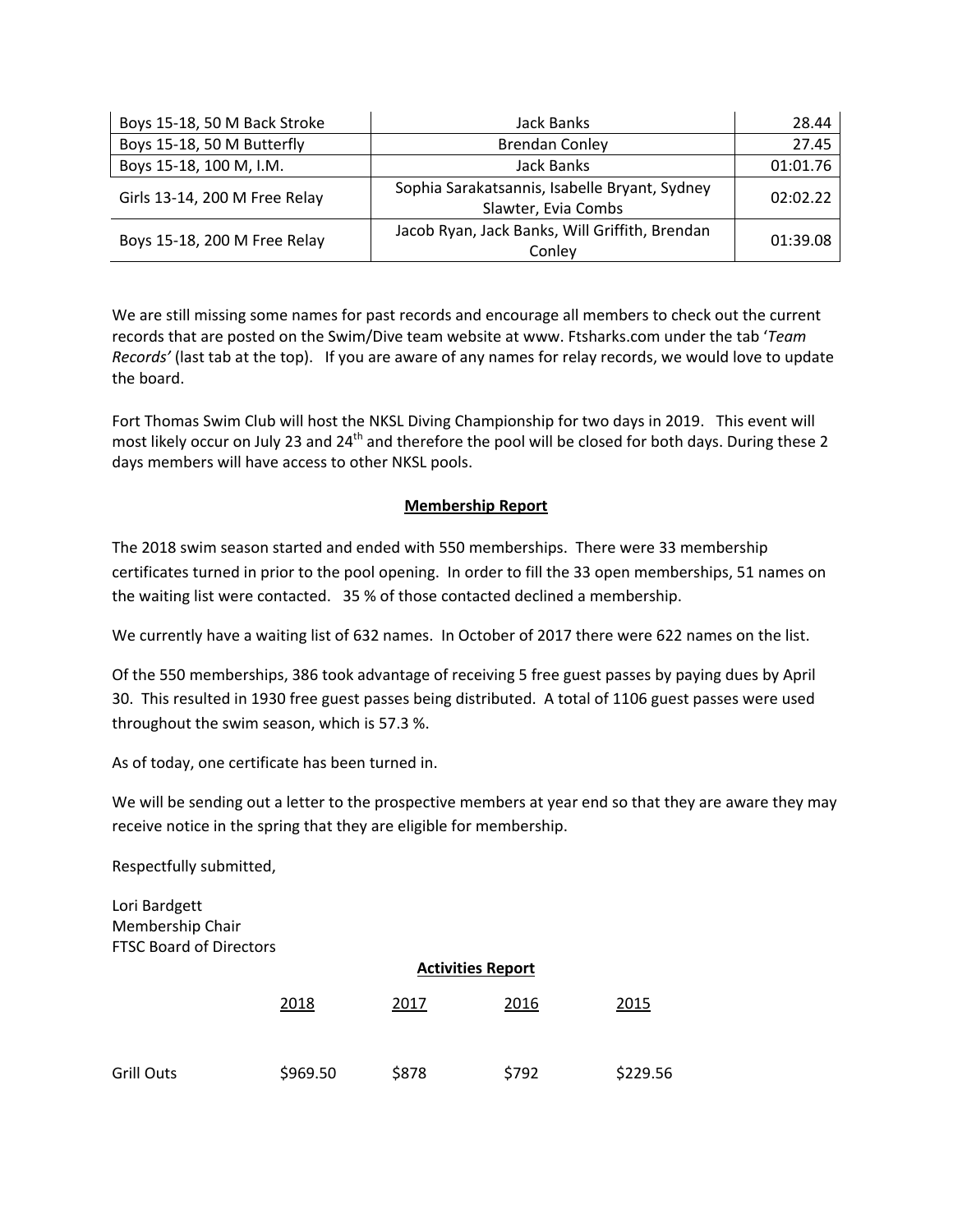| Boys 15-18, 50 M Back Stroke | Jack Banks | 28.44 |
|---|---|---|
| Boys 15-18, 50 M Butterfly | Brendan Conley | 27.45 |
| Boys 15-18, 100 M, I.M. | Jack Banks | 01:01.76 |
| Girls 13-14, 200 M Free Relay | Sophia Sarakatsannis, Isabelle Bryant, Sydney Slawter, Evia Combs | 02:02.22 |
| Boys 15-18, 200 M Free Relay | Jacob Ryan, Jack Banks, Will Griffith, Brendan Conley | 01:39.08 |

We are still missing some names for past records and encourage all members to check out the current records that are posted on the Swim/Dive team website at www. Ftsharks.com under the tab '*Team Records'* (last tab at the top). If you are aware of any names for relay records, we would love to update the board.

Fort Thomas Swim Club will host the NKSL Diving Championship for two days in 2019. This event will most likely occur on July 23 and 24th and therefore the pool will be closed for both days. During these 2 days members will have access to other NKSL pools.

**Membership Report**

The 2018 swim season started and ended with 550 memberships. There were 33 membership certificates turned in prior to the pool opening. In order to fill the 33 open memberships, 51 names on the waiting list were contacted. 35 % of those contacted declined a membership.

We currently have a waiting list of 632 names. In October of 2017 there were 622 names on the list.

Of the 550 memberships, 386 took advantage of receiving 5 free guest passes by paying dues by April 30. This resulted in 1930 free guest passes being distributed. A total of 1106 guest passes were used throughout the swim season, which is 57.3 %.

As of today, one certificate has been turned in.

We will be sending out a letter to the prospective members at year end so that they are aware they may receive notice in the spring that they are eligible for membership.

Respectfully submitted,

Lori Bardgett
Membership Chair
FTSC Board of Directors

**Activities Report**

| | 2018 | 2017 | 2016 | 2015 |
|---|---|---|---|---|
| Grill Outs | $969.50 | $878 | $792 | $229.56 |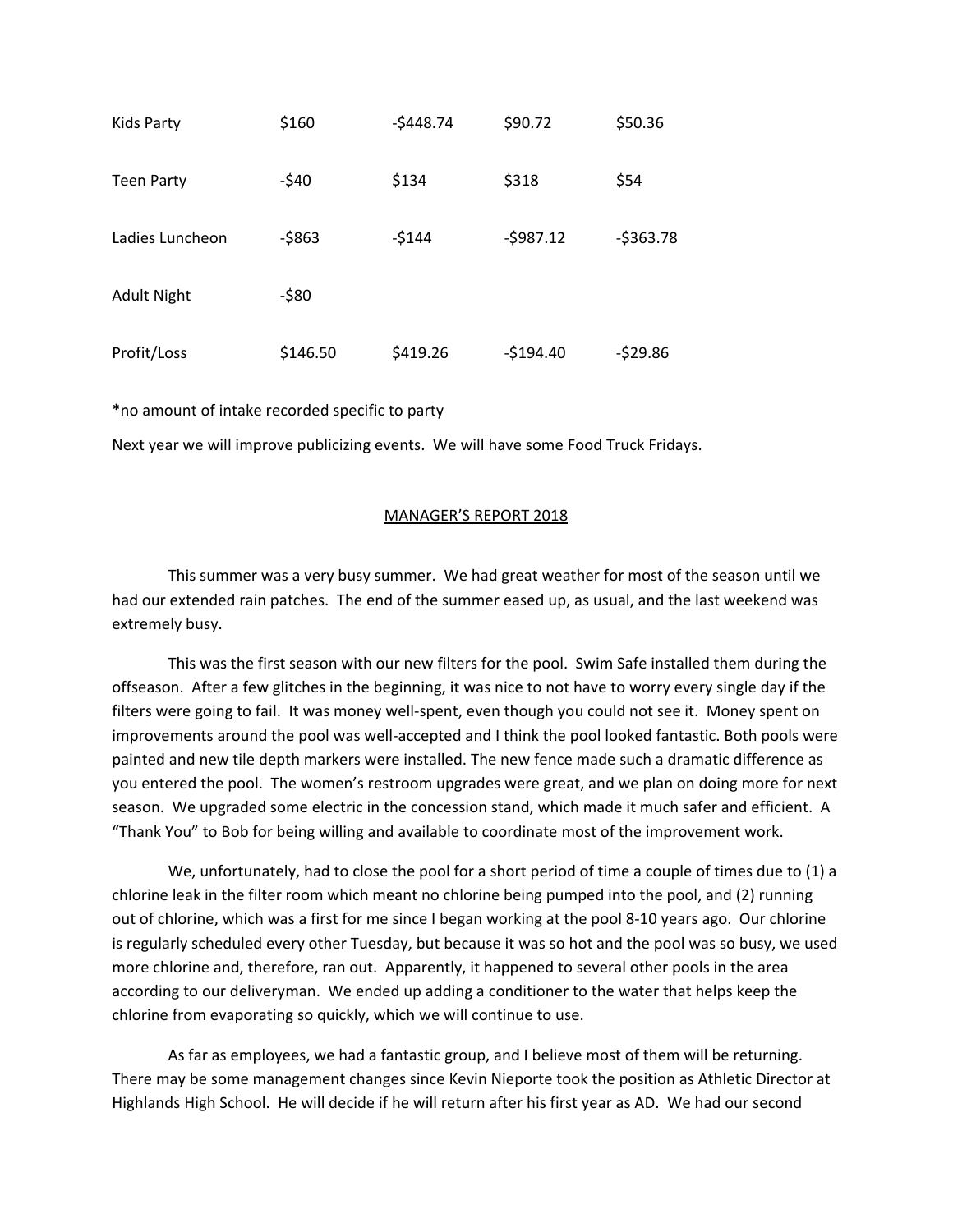| Kids Party | $160 | -$448.74 | $90.72 | $50.36 |
|---|---|---|---|---|
| Teen Party | -$40 | $134 | $318 | $54 |
| Ladies Luncheon | -$863 | -$144 | -$987.12 | -$363.78 |
| Adult Night | -$80 | | | |
| Profit/Loss | $146.50 | $419.26 | -$194.40 | -$29.86 |

*no amount of intake recorded specific to party

Next year we will improve publicizing events. We will have some Food Truck Fridays.

## MANAGER'S REPORT 2018

This summer was a very busy summer. We had great weather for most of the season until we had our extended rain patches. The end of the summer eased up, as usual, and the last weekend was extremely busy.

This was the first season with our new filters for the pool. Swim Safe installed them during the offseason. After a few glitches in the beginning, it was nice to not have to worry every single day if the filters were going to fail. It was money well-spent, even though you could not see it. Money spent on improvements around the pool was well-accepted and I think the pool looked fantastic. Both pools were painted and new tile depth markers were installed. The new fence made such a dramatic difference as you entered the pool. The women's restroom upgrades were great, and we plan on doing more for next season. We upgraded some electric in the concession stand, which made it much safer and efficient. A "Thank You" to Bob for being willing and available to coordinate most of the improvement work.

We, unfortunately, had to close the pool for a short period of time a couple of times due to (1) a chlorine leak in the filter room which meant no chlorine being pumped into the pool, and (2) running out of chlorine, which was a first for me since I began working at the pool 8-10 years ago. Our chlorine is regularly scheduled every other Tuesday, but because it was so hot and the pool was so busy, we used more chlorine and, therefore, ran out. Apparently, it happened to several other pools in the area according to our deliveryman. We ended up adding a conditioner to the water that helps keep the chlorine from evaporating so quickly, which we will continue to use.

As far as employees, we had a fantastic group, and I believe most of them will be returning. There may be some management changes since Kevin Nieporte took the position as Athletic Director at Highlands High School. He will decide if he will return after his first year as AD. We had our second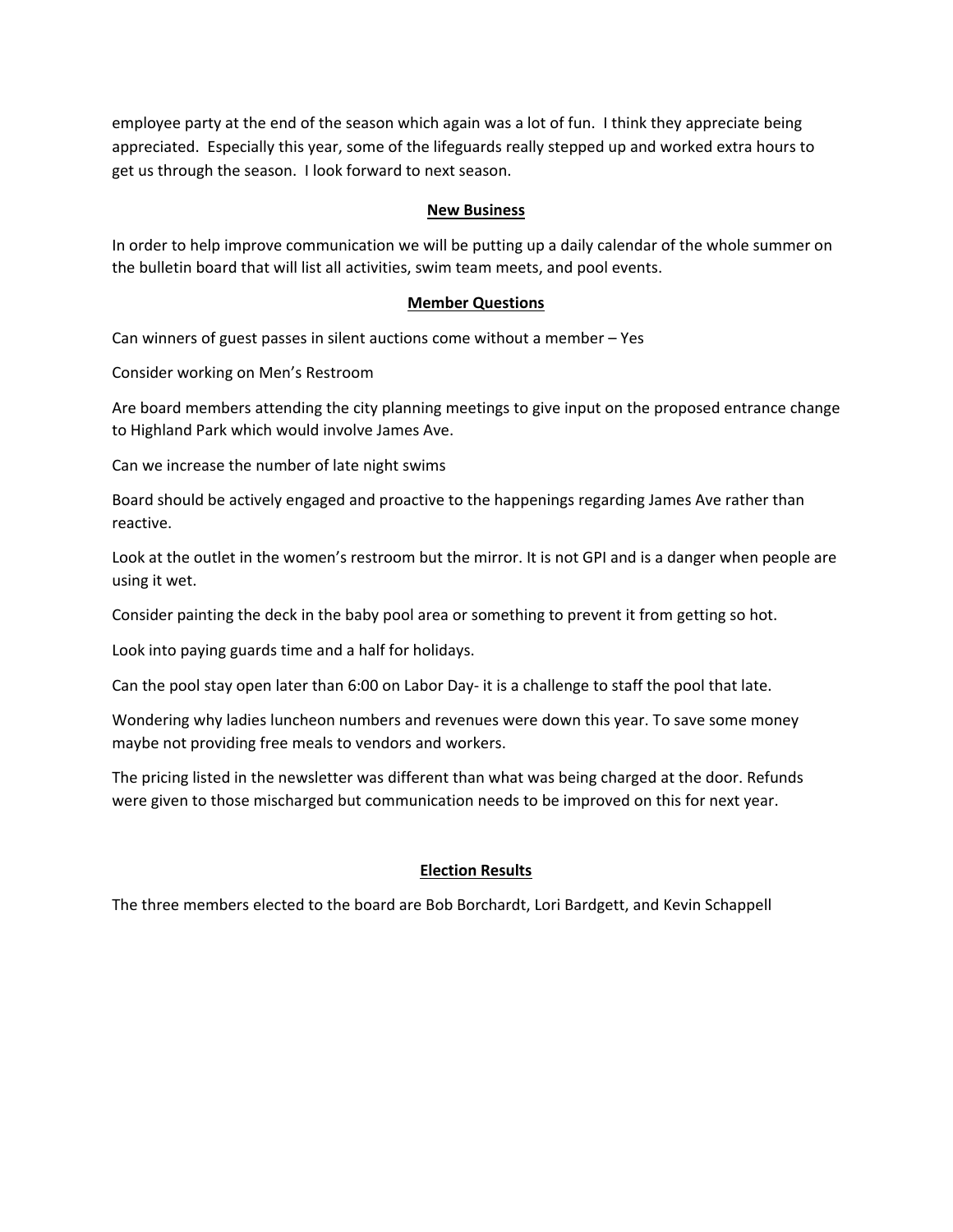employee party at the end of the season which again was a lot of fun. I think they appreciate being appreciated. Especially this year, some of the lifeguards really stepped up and worked extra hours to get us through the season. I look forward to next season.

## New Business

In order to help improve communication we will be putting up a daily calendar of the whole summer on the bulletin board that will list all activities, swim team meets, and pool events.

## Member Questions

Can winners of guest passes in silent auctions come without a member – Yes

Consider working on Men's Restroom

Are board members attending the city planning meetings to give input on the proposed entrance change to Highland Park which would involve James Ave.

Can we increase the number of late night swims

Board should be actively engaged and proactive to the happenings regarding James Ave rather than reactive.

Look at the outlet in the women's restroom but the mirror. It is not GPI and is a danger when people are using it wet.

Consider painting the deck in the baby pool area or something to prevent it from getting so hot.

Look into paying guards time and a half for holidays.

Can the pool stay open later than 6:00 on Labor Day- it is a challenge to staff the pool that late.

Wondering why ladies luncheon numbers and revenues were down this year. To save some money maybe not providing free meals to vendors and workers.

The pricing listed in the newsletter was different than what was being charged at the door. Refunds were given to those mischarged but communication needs to be improved on this for next year.

## Election Results

The three members elected to the board are Bob Borchardt, Lori Bardgett, and Kevin Schappell